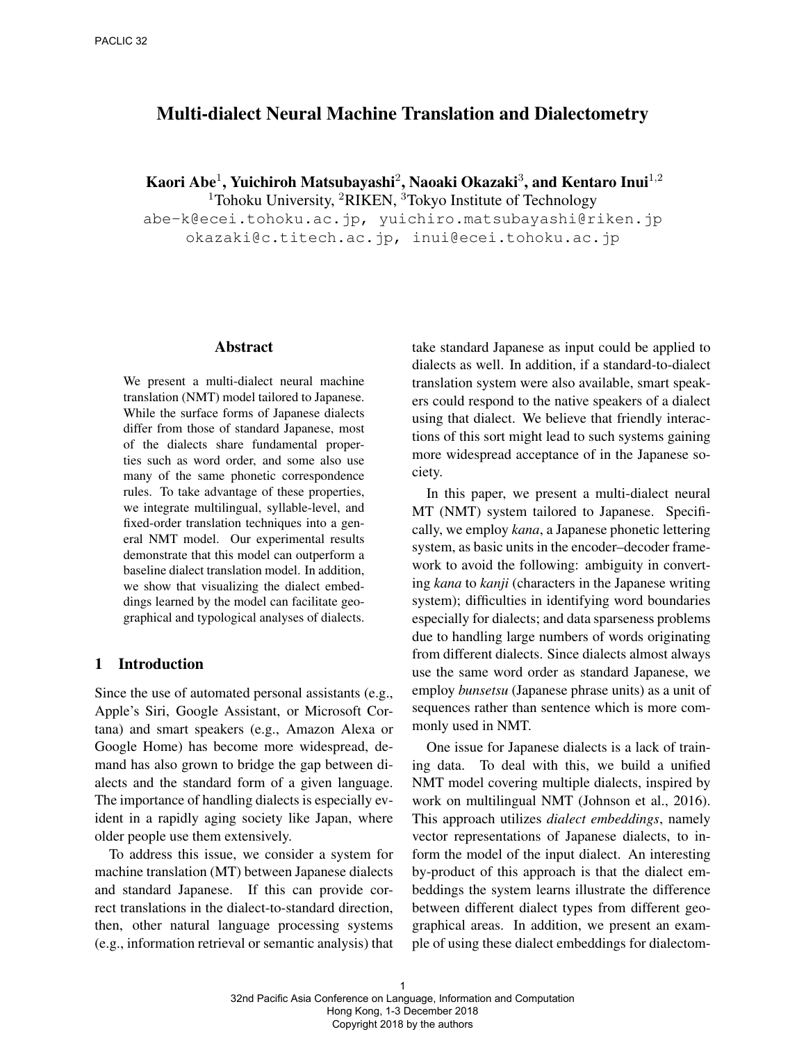# Multi-dialect Neural Machine Translation and Dialectometry

**Kaori Abe**[1], **Yuichiroh Matsubayashi**[2], **Naoaki Okazaki**[3], **and Kentaro Inui**[1,2]

[1]Tohoku University, [2]RIKEN, [3]Tokyo Institute of Technology

abe-k@ecei.tohoku.ac.jp, yuichiro.matsubayashi@riken.jp
okazaki@c.titech.ac.jp, inui@ecei.tohoku.ac.jp

## Abstract

We present a multi-dialect neural machine translation (NMT) model tailored to Japanese. While the surface forms of Japanese dialects differ from those of standard Japanese, most of the dialects share fundamental properties such as word order, and some also use many of the same phonetic correspondence rules. To take advantage of these properties, we integrate multilingual, syllable-level, and fixed-order translation techniques into a general NMT model. Our experimental results demonstrate that this model can outperform a baseline dialect translation model. In addition, we show that visualizing the dialect embeddings learned by the model can facilitate geographical and typological analyses of dialects.

## 1 Introduction

Since the use of automated personal assistants (e.g., Apple's Siri, Google Assistant, or Microsoft Cortana) and smart speakers (e.g., Amazon Alexa or Google Home) has become more widespread, demand has also grown to bridge the gap between dialects and the standard form of a given language. The importance of handling dialects is especially evident in a rapidly aging society like Japan, where older people use them extensively.

To address this issue, we consider a system for machine translation (MT) between Japanese dialects and standard Japanese. If this can provide correct translations in the dialect-to-standard direction, then, other natural language processing systems (e.g., information retrieval or semantic analysis) that take standard Japanese as input could be applied to dialects as well. In addition, if a standard-to-dialect translation system were also available, smart speakers could respond to the native speakers of a dialect using that dialect. We believe that friendly interactions of this sort might lead to such systems gaining more widespread acceptance of in the Japanese society.

In this paper, we present a multi-dialect neural MT (NMT) system tailored to Japanese. Specifically, we employ *kana*, a Japanese phonetic lettering system, as basic units in the encoder–decoder framework to avoid the following: ambiguity in converting *kana* to *kanji* (characters in the Japanese writing system); difficulties in identifying word boundaries especially for dialects; and data sparseness problems due to handling large numbers of words originating from different dialects. Since dialects almost always use the same word order as standard Japanese, we employ *bunsetsu* (Japanese phrase units) as a unit of sequences rather than sentence which is more commonly used in NMT.

One issue for Japanese dialects is a lack of training data. To deal with this, we build a unified NMT model covering multiple dialects, inspired by work on multilingual NMT (Johnson et al., 2016). This approach utilizes *dialect embeddings*, namely vector representations of Japanese dialects, to inform the model of the input dialect. An interesting by-product of this approach is that the dialect embeddings the system learns illustrate the difference between different dialect types from different geographical areas. In addition, we present an example of using these dialect embeddings for dialectom-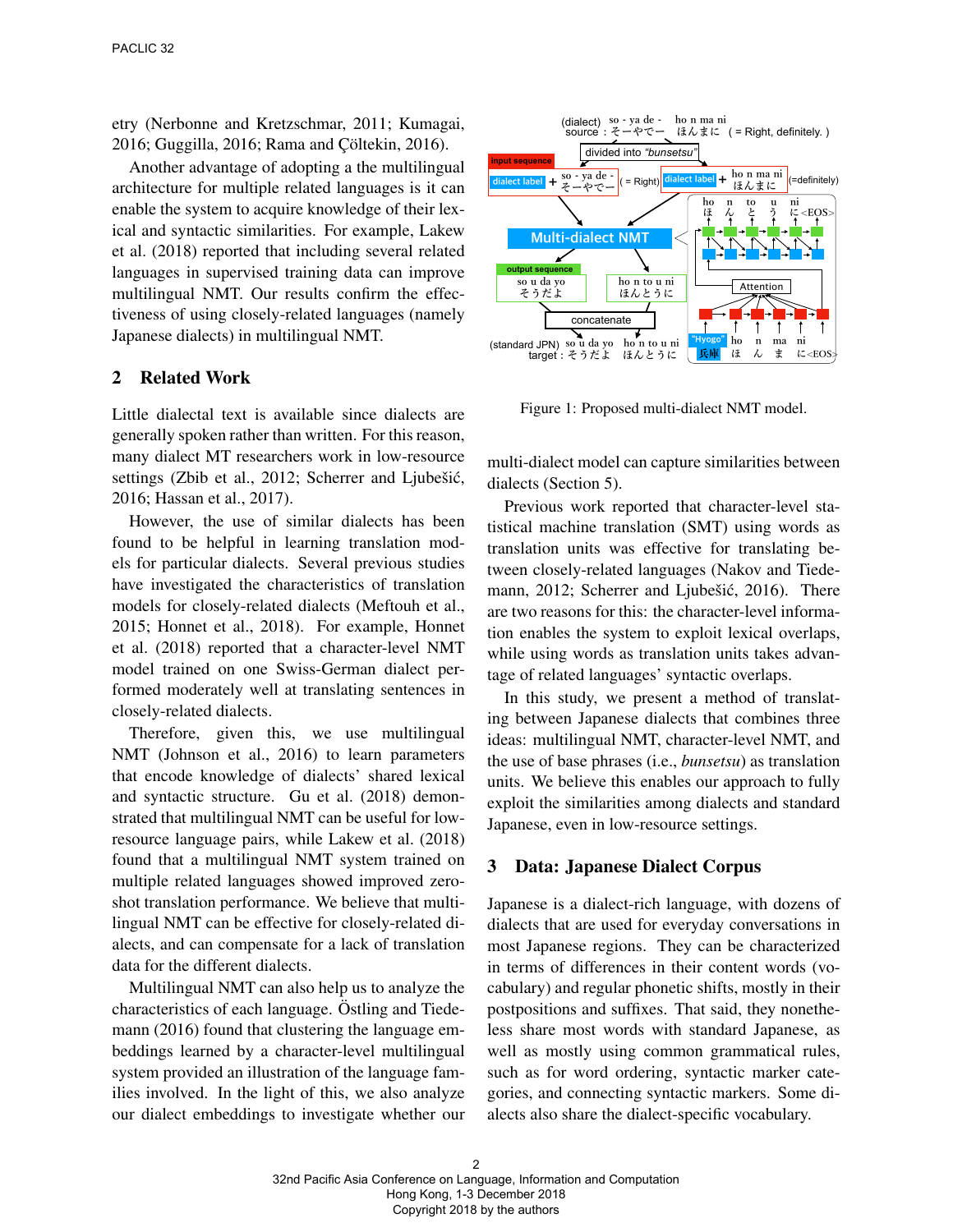etry (Nerbonne and Kretzschmar, 2011; Kumagai, 2016; Guggilla, 2016; Rama and Çöltekin, 2016).

Another advantage of adopting a the multilingual architecture for multiple related languages is it can enable the system to acquire knowledge of their lexical and syntactic similarities. For example, Lakew et al. (2018) reported that including several related languages in supervised training data can improve multilingual NMT. Our results confirm the effectiveness of using closely-related languages (namely Japanese dialects) in multilingual NMT.

## 2 Related Work

Little dialectal text is available since dialects are generally spoken rather than written. For this reason, many dialect MT researchers work in low-resource settings (Zbib et al., 2012; Scherrer and Ljubešić, 2016; Hassan et al., 2017).

However, the use of similar dialects has been found to be helpful in learning translation models for particular dialects. Several previous studies have investigated the characteristics of translation models for closely-related dialects (Meftouh et al., 2015; Honnet et al., 2018). For example, Honnet et al. (2018) reported that a character-level NMT model trained on one Swiss-German dialect performed moderately well at translating sentences in closely-related dialects.

Therefore, given this, we use multilingual NMT (Johnson et al., 2016) to learn parameters that encode knowledge of dialects' shared lexical and syntactic structure. Gu et al. (2018) demonstrated that multilingual NMT can be useful for low-resource language pairs, while Lakew et al. (2018) found that a multilingual NMT system trained on multiple related languages showed improved zero-shot translation performance. We believe that multilingual NMT can be effective for closely-related dialects, and can compensate for a lack of translation data for the different dialects.

Multilingual NMT can also help us to analyze the characteristics of each language. Östling and Tiedemann (2016) found that clustering the language embeddings learned by a character-level multilingual system provided an illustration of the language families involved. In the light of this, we also analyze our dialect embeddings to investigate whether our multi-dialect model can capture similarities between dialects (Section 5).

Figure 1: Proposed multi-dialect NMT model.

Previous work reported that character-level statistical machine translation (SMT) using words as translation units was effective for translating between closely-related languages (Nakov and Tiedemann, 2012; Scherrer and Ljubešić, 2016). There are two reasons for this: the character-level information enables the system to exploit lexical overlaps, while using words as translation units takes advantage of related languages' syntactic overlaps.

In this study, we present a method of translating between Japanese dialects that combines three ideas: multilingual NMT, character-level NMT, and the use of base phrases (i.e., *bunsetsu*) as translation units. We believe this enables our approach to fully exploit the similarities among dialects and standard Japanese, even in low-resource settings.

## 3 Data: Japanese Dialect Corpus

Japanese is a dialect-rich language, with dozens of dialects that are used for everyday conversations in most Japanese regions. They can be characterized in terms of differences in their content words (vocabulary) and regular phonetic shifts, mostly in their postpositions and suffixes. That said, they nonetheless share most words with standard Japanese, as well as mostly using common grammatical rules, such as for word ordering, syntactic marker categories, and connecting syntactic markers. Some dialects also share the dialect-specific vocabulary.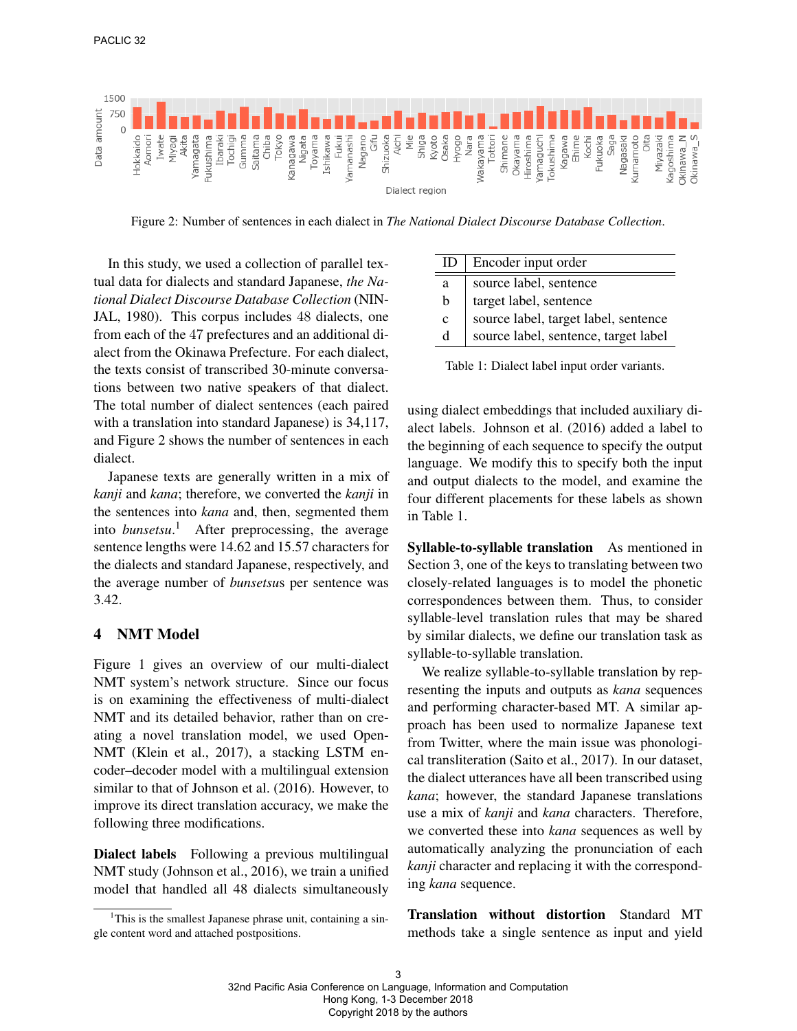Figure 2: Number of sentences in each dialect in *The National Dialect Discourse Database Collection*.

In this study, we used a collection of parallel textual data for dialects and standard Japanese, *the National Dialect Discourse Database Collection* (NINJAL, 1980). This corpus includes 48 dialects, one from each of the 47 prefectures and an additional dialect from the Okinawa Prefecture. For each dialect, the texts consist of transcribed 30-minute conversations between two native speakers of that dialect. The total number of dialect sentences (each paired with a translation into standard Japanese) is 34,117, and Figure 2 shows the number of sentences in each dialect.

Japanese texts are generally written in a mix of *kanji* and *kana*; therefore, we converted the *kanji* in the sentences into *kana* and, then, segmented them into *bunsetsu*.[1] After preprocessing, the average sentence lengths were 14.62 and 15.57 characters for the dialects and standard Japanese, respectively, and the average number of *bunsetsu*s per sentence was 3.42.

## 4 NMT Model

Figure 1 gives an overview of our multi-dialect NMT system's network structure. Since our focus is on examining the effectiveness of multi-dialect NMT and its detailed behavior, rather than on creating a novel translation model, we used OpenNMT (Klein et al., 2017), a stacking LSTM encoder–decoder model with a multilingual extension similar to that of Johnson et al. (2016). However, to improve its direct translation accuracy, we make the following three modifications.

**Dialect labels** Following a previous multilingual NMT study (Johnson et al., 2016), we train a unified model that handled all 48 dialects simultaneously using dialect embeddings that included auxiliary dialect labels. Johnson et al. (2016) added a label to the beginning of each sequence to specify the output language. We modify this to specify both the input and output dialects to the model, and examine the four different placements for these labels as shown in Table 1.

| ID | Encoder input order |
|---|---|
| a | source label, sentence |
| b | target label, sentence |
| c | source label, target label, sentence |
| d | source label, sentence, target label |

Table 1: Dialect label input order variants.

**Syllable-to-syllable translation** As mentioned in Section 3, one of the keys to translating between two closely-related languages is to model the phonetic correspondences between them. Thus, to consider syllable-level translation rules that may be shared by similar dialects, we define our translation task as syllable-to-syllable translation.

We realize syllable-to-syllable translation by representing the inputs and outputs as *kana* sequences and performing character-based MT. A similar approach has been used to normalize Japanese text from Twitter, where the main issue was phonological transliteration (Saito et al., 2017). In our dataset, the dialect utterances have all been transcribed using *kana*; however, the standard Japanese translations use a mix of *kanji* and *kana* characters. Therefore, we converted these into *kana* sequences as well by automatically analyzing the pronunciation of each *kanji* character and replacing it with the corresponding *kana* sequence.

**Translation without distortion** Standard MT methods take a single sentence as input and yield

[1] This is the smallest Japanese phrase unit, containing a single content word and attached postpositions.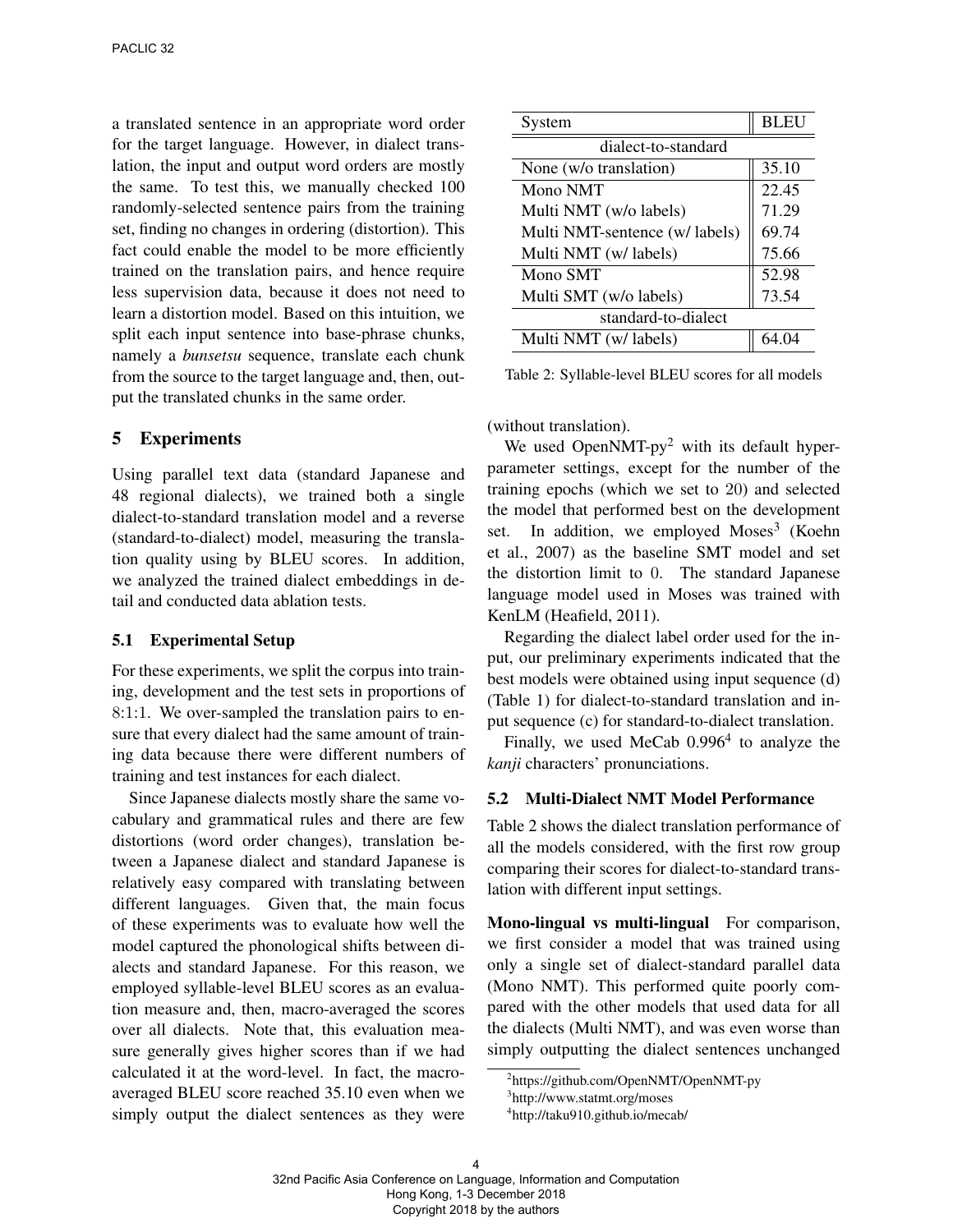a translated sentence in an appropriate word order for the target language. However, in dialect translation, the input and output word orders are mostly the same. To test this, we manually checked 100 randomly-selected sentence pairs from the training set, finding no changes in ordering (distortion). This fact could enable the model to be more efficiently trained on the translation pairs, and hence require less supervision data, because it does not need to learn a distortion model. Based on this intuition, we split each input sentence into base-phrase chunks, namely a *bunsetsu* sequence, translate each chunk from the source to the target language and, then, output the translated chunks in the same order.

## 5 Experiments

Using parallel text data (standard Japanese and 48 regional dialects), we trained both a single dialect-to-standard translation model and a reverse (standard-to-dialect) model, measuring the translation quality using by BLEU scores. In addition, we analyzed the trained dialect embeddings in detail and conducted data ablation tests.

### 5.1 Experimental Setup

For these experiments, we split the corpus into training, development and the test sets in proportions of 8:1:1. We over-sampled the translation pairs to ensure that every dialect had the same amount of training data because there were different numbers of training and test instances for each dialect.

Since Japanese dialects mostly share the same vocabulary and grammatical rules and there are few distortions (word order changes), translation between a Japanese dialect and standard Japanese is relatively easy compared with translating between different languages. Given that, the main focus of these experiments was to evaluate how well the model captured the phonological shifts between dialects and standard Japanese. For this reason, we employed syllable-level BLEU scores as an evaluation measure and, then, macro-averaged the scores over all dialects. Note that, this evaluation measure generally gives higher scores than if we had calculated it at the word-level. In fact, the macro-averaged BLEU score reached 35.10 even when we simply output the dialect sentences as they were (without translation).

| System | BLEU |
|---|---|
| dialect-to-standard | |
| None (w/o translation) | 35.10 |
| Mono NMT | 22.45 |
| Multi NMT (w/o labels) | 71.29 |
| Multi NMT-sentence (w/ labels) | 69.74 |
| Multi NMT (w/ labels) | 75.66 |
| Mono SMT | 52.98 |
| Multi SMT (w/o labels) | 73.54 |
| standard-to-dialect | |
| Multi NMT (w/ labels) | 64.04 |

Table 2: Syllable-level BLEU scores for all models

We used OpenNMT-py[2] with its default hyperparameter settings, except for the number of the training epochs (which we set to 20) and selected the model that performed best on the development set. In addition, we employed Moses[3] (Koehn et al., 2007) as the baseline SMT model and set the distortion limit to 0. The standard Japanese language model used in Moses was trained with KenLM (Heafield, 2011).

Regarding the dialect label order used for the input, our preliminary experiments indicated that the best models were obtained using input sequence (d) (Table 1) for dialect-to-standard translation and input sequence (c) for standard-to-dialect translation.

Finally, we used MeCab 0.996[4] to analyze the *kanji* characters' pronunciations.

### 5.2 Multi-Dialect NMT Model Performance

Table 2 shows the dialect translation performance of all the models considered, with the first row group comparing their scores for dialect-to-standard translation with different input settings.

**Mono-lingual vs multi-lingual** For comparison, we first consider a model that was trained using only a single set of dialect-standard parallel data (Mono NMT). This performed quite poorly compared with the other models that used data for all the dialects (Multi NMT), and was even worse than simply outputting the dialect sentences unchanged

[2]https://github.com/OpenNMT/OpenNMT-py

[3]http://www.statmt.org/moses

[4]http://taku910.github.io/mecab/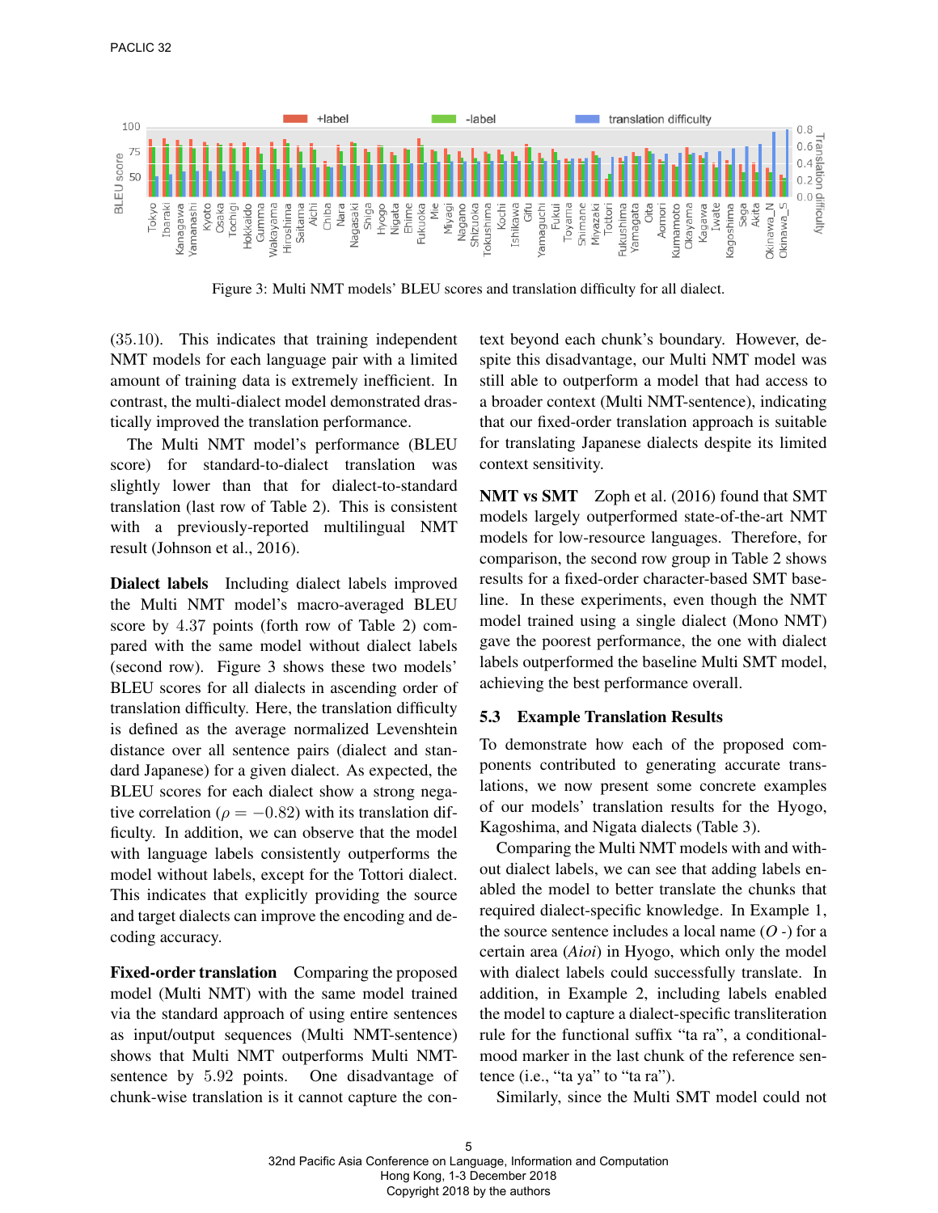Figure 3: Multi NMT models' BLEU scores and translation difficulty for all dialect.

(35.10). This indicates that training independent NMT models for each language pair with a limited amount of training data is extremely inefficient. In contrast, the multi-dialect model demonstrated drastically improved the translation performance.

The Multi NMT model's performance (BLEU score) for standard-to-dialect translation was slightly lower than that for dialect-to-standard translation (last row of Table 2). This is consistent with a previously-reported multilingual NMT result (Johnson et al., 2016).

**Dialect labels** Including dialect labels improved the Multi NMT model's macro-averaged BLEU score by 4.37 points (forth row of Table 2) compared with the same model without dialect labels (second row). Figure 3 shows these two models' BLEU scores for all dialects in ascending order of translation difficulty. Here, the translation difficulty is defined as the average normalized Levenshtein distance over all sentence pairs (dialect and standard Japanese) for a given dialect. As expected, the BLEU scores for each dialect show a strong negative correlation ($\rho = -0.82$) with its translation difficulty. In addition, we can observe that the model with language labels consistently outperforms the model without labels, except for the Tottori dialect. This indicates that explicitly providing the source and target dialects can improve the encoding and decoding accuracy.

**Fixed-order translation** Comparing the proposed model (Multi NMT) with the same model trained via the standard approach of using entire sentences as input/output sequences (Multi NMT-sentence) shows that Multi NMT outperforms Multi NMT-sentence by 5.92 points. One disadvantage of chunk-wise translation is it cannot capture the context beyond each chunk's boundary. However, despite this disadvantage, our Multi NMT model was still able to outperform a model that had access to a broader context (Multi NMT-sentence), indicating that our fixed-order translation approach is suitable for translating Japanese dialects despite its limited context sensitivity.

**NMT vs SMT** Zoph et al. (2016) found that SMT models largely outperformed state-of-the-art NMT models for low-resource languages. Therefore, for comparison, the second row group in Table 2 shows results for a fixed-order character-based SMT baseline. In these experiments, even though the NMT model trained using a single dialect (Mono NMT) gave the poorest performance, the one with dialect labels outperformed the baseline Multi SMT model, achieving the best performance overall.

### 5.3 Example Translation Results

To demonstrate how each of the proposed components contributed to generating accurate translations, we now present some concrete examples of our models' translation results for the Hyogo, Kagoshima, and Nigata dialects (Table 3).

Comparing the Multi NMT models with and without dialect labels, we can see that adding labels enabled the model to better translate the chunks that required dialect-specific knowledge. In Example 1, the source sentence includes a local name (*O* -) for a certain area (*Aioi*) in Hyogo, which only the model with dialect labels could successfully translate. In addition, in Example 2, including labels enabled the model to capture a dialect-specific transliteration rule for the functional suffix "ta ra", a conditional-mood marker in the last chunk of the reference sentence (i.e., "ta ya" to "ta ra").

Similarly, since the Multi SMT model could not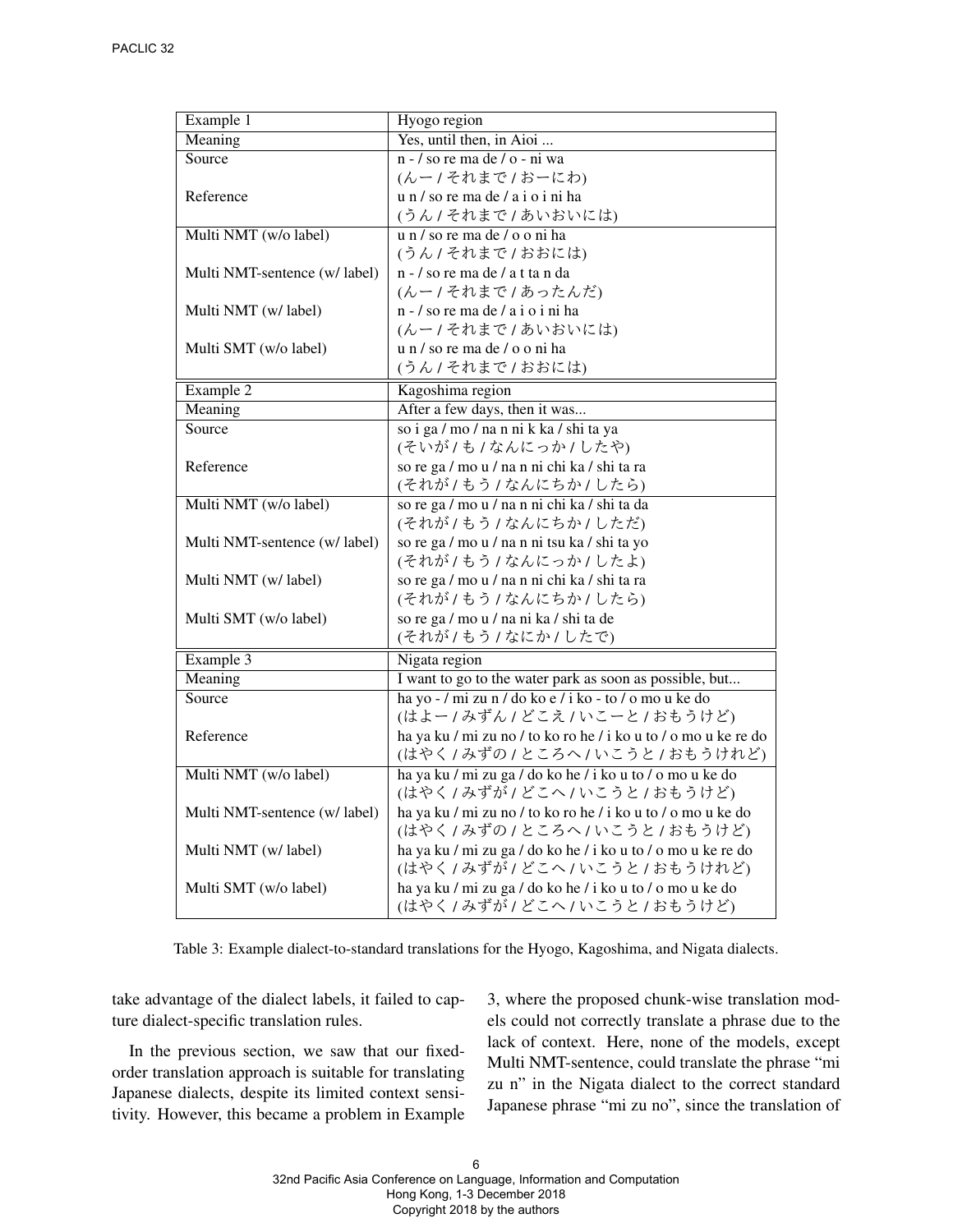| Example 1 | Hyogo region |
|---|---|
| Meaning | Yes, until then, in Aioi ... |
| Source | n - / so re ma de / o - ni wa (んー / それまで / おーにわ) |
| Reference | u n / so re ma de / a i o i ni ha (うん / それまで / あいおいには) |
| Multi NMT (w/o label) | u n / so re ma de / o o ni ha (うん / それまで / おおには) |
| Multi NMT-sentence (w/ label) | n - / so re ma de / a t ta n da (んー / それまで / あったんだ) |
| Multi NMT (w/ label) | n - / so re ma de / a i o i ni ha (んー / それまで / あいおいには) |
| Multi SMT (w/o label) | u n / so re ma de / o o ni ha (うん / それまで / おおには) |
| **Example 2** | **Kagoshima region** |
| Meaning | After a few days, then it was... |
| Source | so i ga / mo / na n ni k ka / shi ta ya (そいが / も / なんにっか / したや) |
| Reference | so re ga / mo u / na n ni chi ka / shi ta ra (それが / もう / なんにちか / したら) |
| Multi NMT (w/o label) | so re ga / mo u / na n ni chi ka / shi ta da (それが / もう / なんにちか / しただ) |
| Multi NMT-sentence (w/ label) | so re ga / mo u / na n ni tsu ka / shi ta yo (それが / もう / なんにっか / したよ) |
| Multi NMT (w/ label) | so re ga / mo u / na n ni chi ka / shi ta ra (それが / もう / なんにちか / したら) |
| Multi SMT (w/o label) | so re ga / mo u / na ni ka / shi ta de (それが / もう / なにか / したで) |
| **Example 3** | **Nigata region** |
| Meaning | I want to go to the water park as soon as possible, but... |
| Source | ha yo - / mi zu n / do ko e / i ko - to / o mo u ke do (はよー / みずん / どこえ / いこーと / おもうけど) |
| Reference | ha ya ku / mi zu no / to ko ro he / i ko u to / o mo u ke re do (はやく / みずの / ところへ / いこうと / おもうけれど) |
| Multi NMT (w/o label) | ha ya ku / mi zu ga / do ko he / i ko u to / o mo u ke do (はやく / みずが / どこへ / いこうと / おもうけど) |
| Multi NMT-sentence (w/ label) | ha ya ku / mi zu no / to ko ro he / i ko u to / o mo u ke do (はやく / みずの / ところへ / いこうと / おもうけど) |
| Multi NMT (w/ label) | ha ya ku / mi zu ga / do ko he / i ko u to / o mo u ke re do (はやく / みずが / どこへ / いこうと / おもうけれど) |
| Multi SMT (w/o label) | ha ya ku / mi zu ga / do ko he / i ko u to / o mo u ke do (はやく / みずが / どこへ / いこうと / おもうけど) |

Table 3: Example dialect-to-standard translations for the Hyogo, Kagoshima, and Nigata dialects.

take advantage of the dialect labels, it failed to capture dialect-specific translation rules.

In the previous section, we saw that our fixed-order translation approach is suitable for translating Japanese dialects, despite its limited context sensitivity. However, this became a problem in Example 3, where the proposed chunk-wise translation models could not correctly translate a phrase due to the lack of context. Here, none of the models, except Multi NMT-sentence, could translate the phrase "mi zu n" in the Nigata dialect to the correct standard Japanese phrase "mi zu no", since the translation of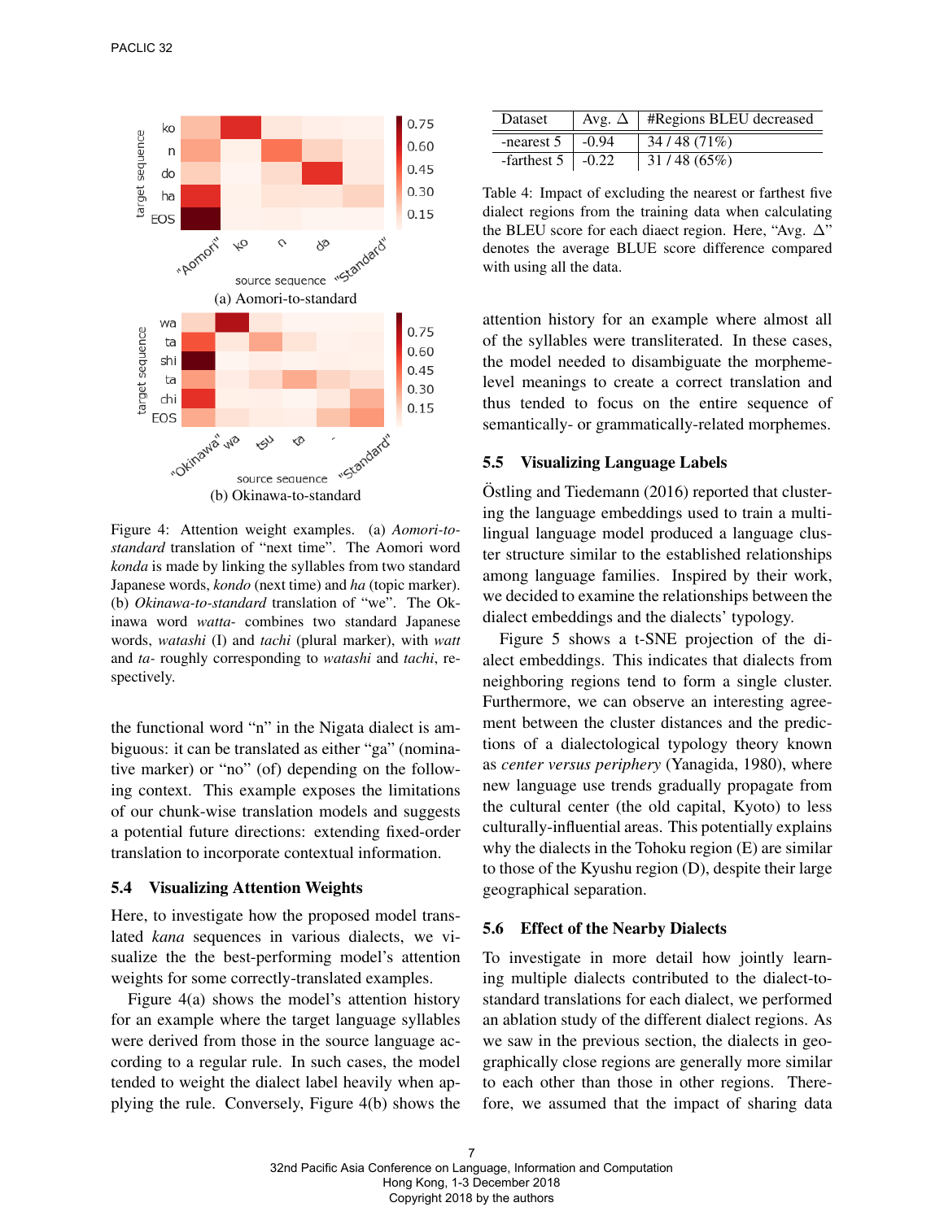Figure 4: Attention weight examples. (a) *Aomori-to-standard* translation of "next time". The Aomori word *konda* is made by linking the syllables from two standard Japanese words, *kondo* (next time) and *ha* (topic marker). (b) *Okinawa-to-standard* translation of "we". The Okinawa word *watta-* combines two standard Japanese words, *watashi* (I) and *tachi* (plural marker), with *watt* and *ta-* roughly corresponding to *watashi* and *tachi*, respectively.

the functional word "n" in the Nigata dialect is ambiguous: it can be translated as either "ga" (nominative marker) or "no" (of) depending on the following context. This example exposes the limitations of our chunk-wise translation models and suggests a potential future directions: extending fixed-order translation to incorporate contextual information.

### 5.4 Visualizing Attention Weights

Here, to investigate how the proposed model translated *kana* sequences in various dialects, we visualize the the best-performing model's attention weights for some correctly-translated examples.

Figure 4(a) shows the model's attention history for an example where the target language syllables were derived from those in the source language according to a regular rule. In such cases, the model tended to weight the dialect label heavily when applying the rule. Conversely, Figure 4(b) shows the attention history for an example where almost all of the syllables were transliterated. In these cases, the model needed to disambiguate the morpheme-level meanings to create a correct translation and thus tended to focus on the entire sequence of semantically- or grammatically-related morphemes.

| Dataset | Avg. Δ | #Regions BLEU decreased |
|---|---|---|
| -nearest 5 | -0.94 | 34 / 48 (71%) |
| -farthest 5 | -0.22 | 31 / 48 (65%) |

Table 4: Impact of excluding the nearest or farthest five dialect regions from the training data when calculating the BLEU score for each diaect region. Here, "Avg. Δ" denotes the average BLUE score difference compared with using all the data.

### 5.5 Visualizing Language Labels

Östling and Tiedemann (2016) reported that clustering the language embeddings used to train a multilingual language model produced a language cluster structure similar to the established relationships among language families. Inspired by their work, we decided to examine the relationships between the dialect embeddings and the dialects' typology.

Figure 5 shows a t-SNE projection of the dialect embeddings. This indicates that dialects from neighboring regions tend to form a single cluster. Furthermore, we can observe an interesting agreement between the cluster distances and the predictions of a dialectological typology theory known as *center versus periphery* (Yanagida, 1980), where new language use trends gradually propagate from the cultural center (the old capital, Kyoto) to less culturally-influential areas. This potentially explains why the dialects in the Tohoku region (E) are similar to those of the Kyushu region (D), despite their large geographical separation.

### 5.6 Effect of the Nearby Dialects

To investigate in more detail how jointly learning multiple dialects contributed to the dialect-to-standard translations for each dialect, we performed an ablation study of the different dialect regions. As we saw in the previous section, the dialects in geographically close regions are generally more similar to each other than those in other regions. Therefore, we assumed that the impact of sharing data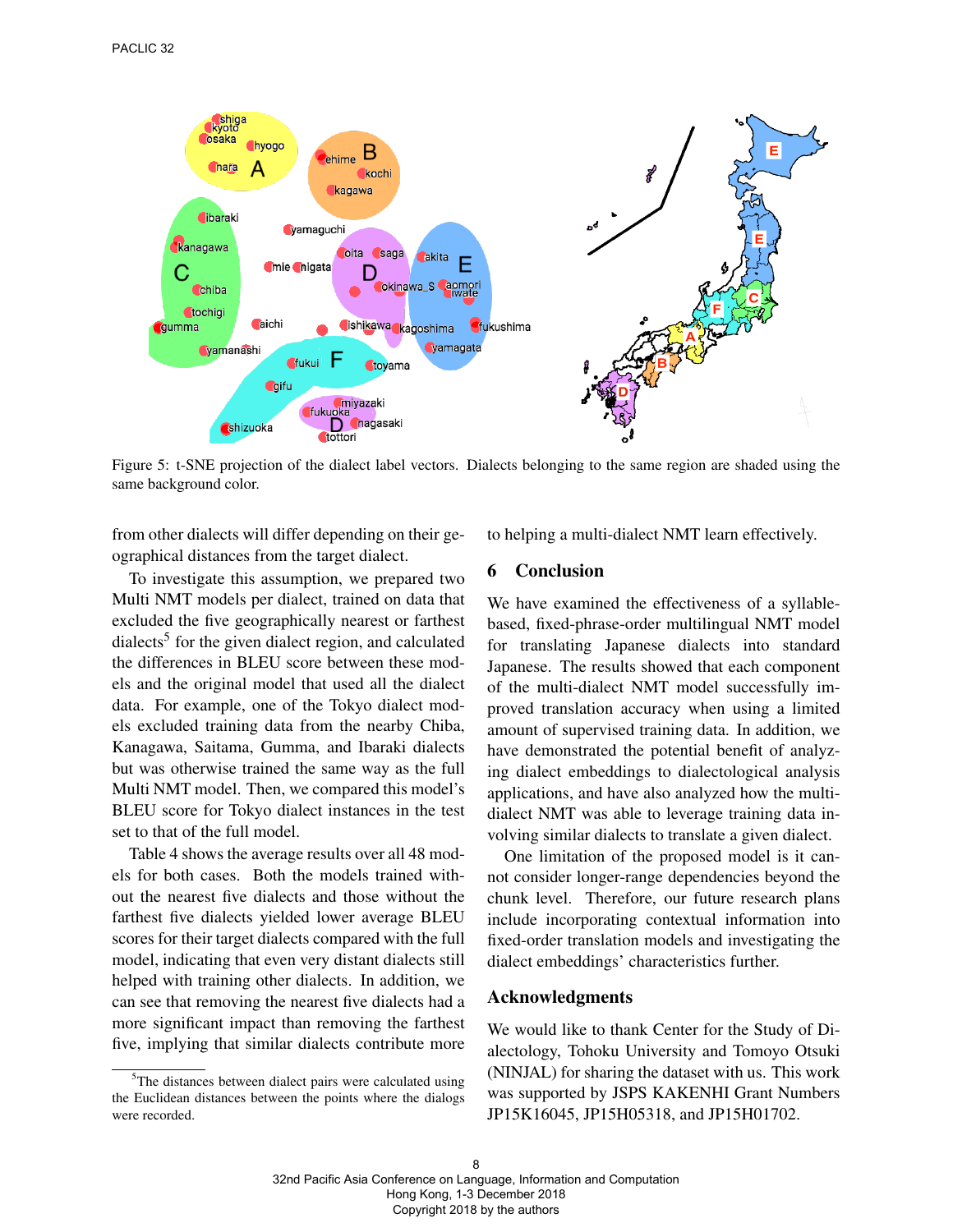Figure 5: t-SNE projection of the dialect label vectors. Dialects belonging to the same region are shaded using the same background color.

from other dialects will differ depending on their geographical distances from the target dialect.

To investigate this assumption, we prepared two Multi NMT models per dialect, trained on data that excluded the five geographically nearest or farthest dialects[5] for the given dialect region, and calculated the differences in BLEU score between these models and the original model that used all the dialect data. For example, one of the Tokyo dialect models excluded training data from the nearby Chiba, Kanagawa, Saitama, Gumma, and Ibaraki dialects but was otherwise trained the same way as the full Multi NMT model. Then, we compared this model's BLEU score for Tokyo dialect instances in the test set to that of the full model.

Table 4 shows the average results over all 48 models for both cases. Both the models trained without the nearest five dialects and those without the farthest five dialects yielded lower average BLEU scores for their target dialects compared with the full model, indicating that even very distant dialects still helped with training other dialects. In addition, we can see that removing the nearest five dialects had a more significant impact than removing the farthest five, implying that similar dialects contribute more to helping a multi-dialect NMT learn effectively.

[5] The distances between dialect pairs were calculated using the Euclidean distances between the points where the dialogs were recorded.

## 6 Conclusion

We have examined the effectiveness of a syllable-based, fixed-phrase-order multilingual NMT model for translating Japanese dialects into standard Japanese. The results showed that each component of the multi-dialect NMT model successfully improved translation accuracy when using a limited amount of supervised training data. In addition, we have demonstrated the potential benefit of analyzing dialect embeddings to dialectological analysis applications, and have also analyzed how the multi-dialect NMT was able to leverage training data involving similar dialects to translate a given dialect.

One limitation of the proposed model is it cannot consider longer-range dependencies beyond the chunk level. Therefore, our future research plans include incorporating contextual information into fixed-order translation models and investigating the dialect embeddings' characteristics further.

## Acknowledgments

We would like to thank Center for the Study of Dialectology, Tohoku University and Tomoyo Otsuki (NINJAL) for sharing the dataset with us. This work was supported by JSPS KAKENHI Grant Numbers JP15K16045, JP15H05318, and JP15H01702.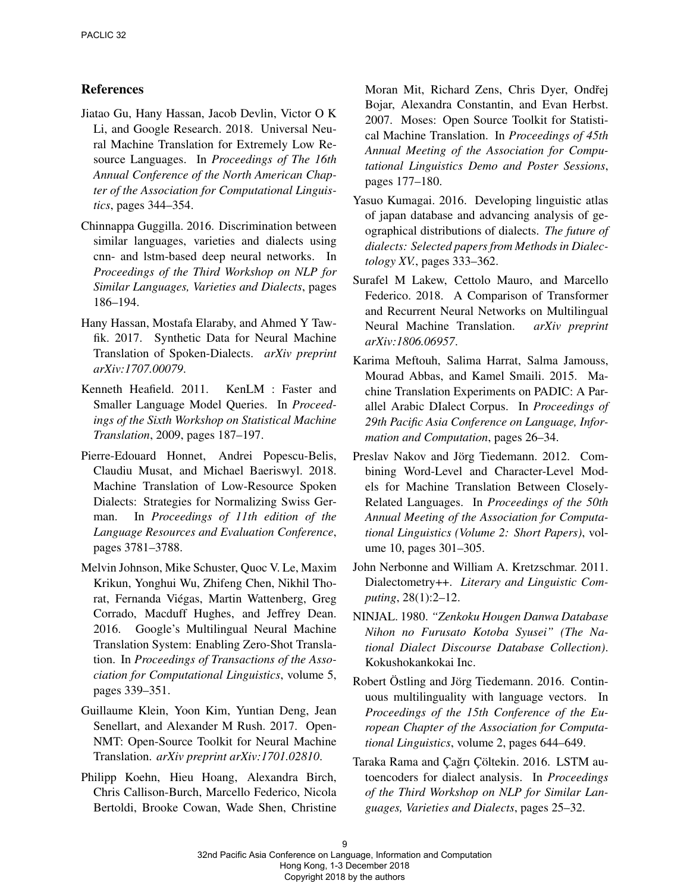## References

Jiatao Gu, Hany Hassan, Jacob Devlin, Victor O K Li, and Google Research. 2018. Universal Neural Machine Translation for Extremely Low Resource Languages. In *Proceedings of The 16th Annual Conference of the North American Chapter of the Association for Computational Linguistics*, pages 344–354.

Chinnappa Guggilla. 2016. Discrimination between similar languages, varieties and dialects using cnn- and lstm-based deep neural networks. In *Proceedings of the Third Workshop on NLP for Similar Languages, Varieties and Dialects*, pages 186–194.

Hany Hassan, Mostafa Elaraby, and Ahmed Y Tawfik. 2017. Synthetic Data for Neural Machine Translation of Spoken-Dialects. *arXiv preprint arXiv:1707.00079*.

Kenneth Heafield. 2011. KenLM : Faster and Smaller Language Model Queries. In *Proceedings of the Sixth Workshop on Statistical Machine Translation*, 2009, pages 187–197.

Pierre-Edouard Honnet, Andrei Popescu-Belis, Claudiu Musat, and Michael Baeriswyl. 2018. Machine Translation of Low-Resource Spoken Dialects: Strategies for Normalizing Swiss German. In *Proceedings of 11th edition of the Language Resources and Evaluation Conference*, pages 3781–3788.

Melvin Johnson, Mike Schuster, Quoc V. Le, Maxim Krikun, Yonghui Wu, Zhifeng Chen, Nikhil Thorat, Fernanda Viégas, Martin Wattenberg, Greg Corrado, Macduff Hughes, and Jeffrey Dean. 2016. Google's Multilingual Neural Machine Translation System: Enabling Zero-Shot Translation. In *Proceedings of Transactions of the Association for Computational Linguistics*, volume 5, pages 339–351.

Guillaume Klein, Yoon Kim, Yuntian Deng, Jean Senellart, and Alexander M Rush. 2017. OpenNMT: Open-Source Toolkit for Neural Machine Translation. *arXiv preprint arXiv:1701.02810*.

Philipp Koehn, Hieu Hoang, Alexandra Birch, Chris Callison-Burch, Marcello Federico, Nicola Bertoldi, Brooke Cowan, Wade Shen, Christine Moran Mit, Richard Zens, Chris Dyer, Ondřej Bojar, Alexandra Constantin, and Evan Herbst. 2007. Moses: Open Source Toolkit for Statistical Machine Translation. In *Proceedings of 45th Annual Meeting of the Association for Computational Linguistics Demo and Poster Sessions*, pages 177–180.

Yasuo Kumagai. 2016. Developing linguistic atlas of japan database and advancing analysis of geographical distributions of dialects. *The future of dialects: Selected papers from Methods in Dialectology XV.*, pages 333–362.

Surafel M Lakew, Cettolo Mauro, and Marcello Federico. 2018. A Comparison of Transformer and Recurrent Neural Networks on Multilingual Neural Machine Translation. *arXiv preprint arXiv:1806.06957*.

Karima Meftouh, Salima Harrat, Salma Jamouss, Mourad Abbas, and Kamel Smaili. 2015. Machine Translation Experiments on PADIC: A Parallel Arabic DIalect Corpus. In *Proceedings of 29th Pacific Asia Conference on Language, Information and Computation*, pages 26–34.

Preslav Nakov and Jörg Tiedemann. 2012. Combining Word-Level and Character-Level Models for Machine Translation Between Closely-Related Languages. In *Proceedings of the 50th Annual Meeting of the Association for Computational Linguistics (Volume 2: Short Papers)*, volume 10, pages 301–305.

John Nerbonne and William A. Kretzschmar. 2011. Dialectometry++. *Literary and Linguistic Computing*, 28(1):2–12.

NINJAL. 1980. *"Zenkoku Hougen Danwa Database Nihon no Furusato Kotoba Syusei" (The National Dialect Discourse Database Collection)*. Kokushokankokai Inc.

Robert Östling and Jörg Tiedemann. 2016. Continuous multilinguality with language vectors. In *Proceedings of the 15th Conference of the European Chapter of the Association for Computational Linguistics*, volume 2, pages 644–649.

Taraka Rama and Çağrı Çöltekin. 2016. LSTM autoencoders for dialect analysis. In *Proceedings of the Third Workshop on NLP for Similar Languages, Varieties and Dialects*, pages 25–32.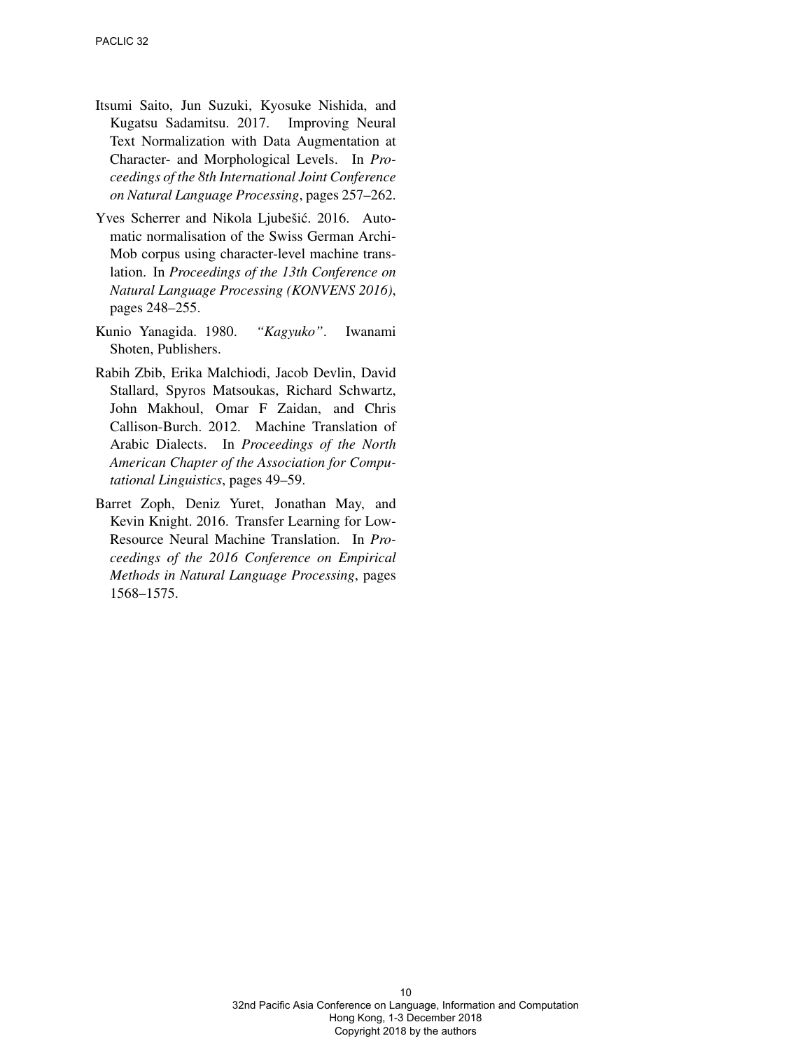Itsumi Saito, Jun Suzuki, Kyosuke Nishida, and Kugatsu Sadamitsu. 2017. Improving Neural Text Normalization with Data Augmentation at Character- and Morphological Levels. In *Proceedings of the 8th International Joint Conference on Natural Language Processing*, pages 257–262.

Yves Scherrer and Nikola Ljubešić. 2016. Automatic normalisation of the Swiss German ArchiMob corpus using character-level machine translation. In *Proceedings of the 13th Conference on Natural Language Processing (KONVENS 2016)*, pages 248–255.

Kunio Yanagida. 1980. *"Kagyuko"*. Iwanami Shoten, Publishers.

Rabih Zbib, Erika Malchiodi, Jacob Devlin, David Stallard, Spyros Matsoukas, Richard Schwartz, John Makhoul, Omar F Zaidan, and Chris Callison-Burch. 2012. Machine Translation of Arabic Dialects. In *Proceedings of the North American Chapter of the Association for Computational Linguistics*, pages 49–59.

Barret Zoph, Deniz Yuret, Jonathan May, and Kevin Knight. 2016. Transfer Learning for Low-Resource Neural Machine Translation. In *Proceedings of the 2016 Conference on Empirical Methods in Natural Language Processing*, pages 1568–1575.